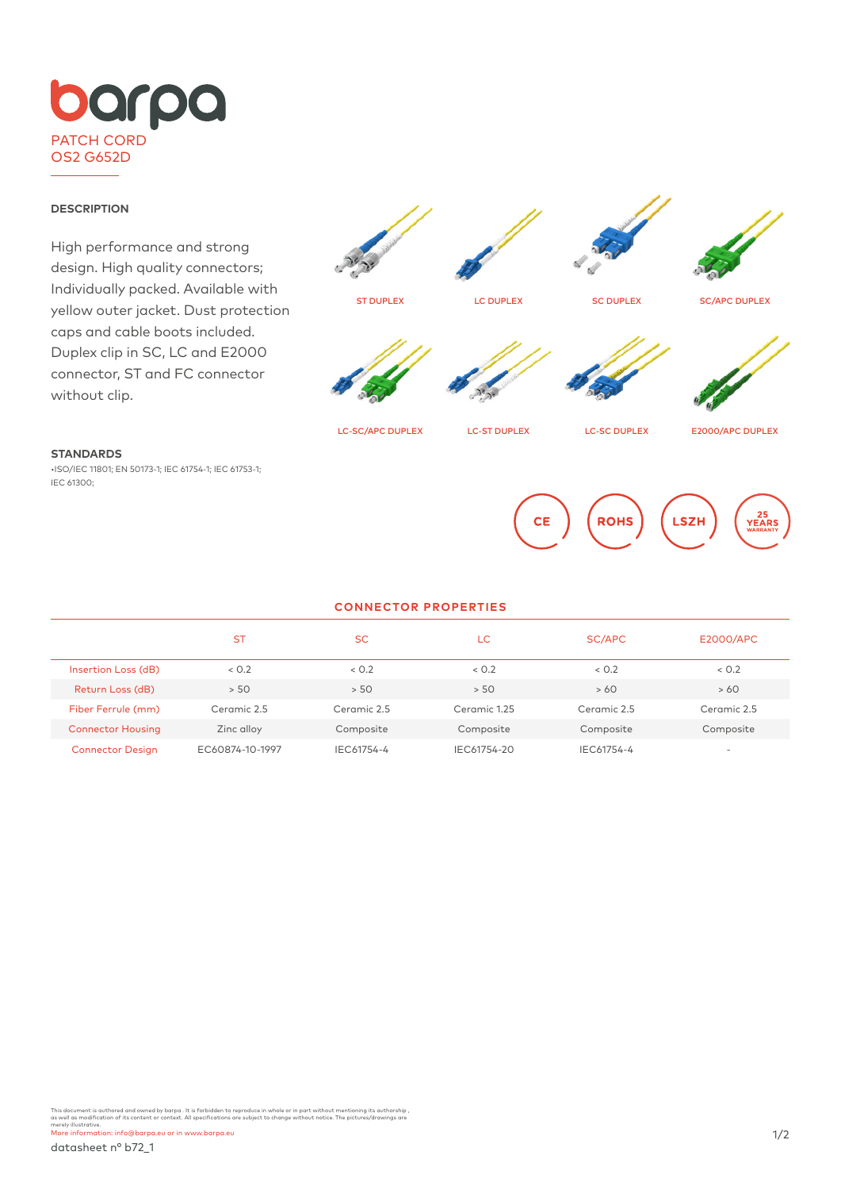# barpa

PATCH CORD
OS2 G652D

### DESCRIPTION

High performance and strong design. High quality connectors; Individually packed. Available with yellow outer jacket. Dust protection caps and cable boots included. Duplex clip in SC, LC and E2000 connector, ST and FC connector without clip.

ST DUPLEX

LC DUPLEX

SC DUPLEX

SC/APC DUPLEX

LC-SC/APC DUPLEX

LC-ST DUPLEX

LC-SC DUPLEX

E2000/APC DUPLEX

### STANDARDS

•ISO/IEC 11801; EN 50173-1; IEC 61754-1; IEC 61753-1; IEC 61300;

CE · ROHS · LSZH · 25 YEARS WARRANTY

### CONNECTOR PROPERTIES

| | ST | SC | LC | SC/APC | E2000/APC |
|---|---|---|---|---|---|
| Insertion Loss (dB) | < 0.2 | < 0.2 | < 0.2 | < 0.2 | < 0.2 |
| Return Loss (dB) | > 50 | > 50 | > 50 | > 60 | > 60 |
| Fiber Ferrule (mm) | Ceramic 2.5 | Ceramic 2.5 | Ceramic 1.25 | Ceramic 2.5 | Ceramic 2.5 |
| Connector Housing | Zinc alloy | Composite | Composite | Composite | Composite |
| Connector Design | EC60874-10-1997 | IEC61754-4 | IEC61754-20 | IEC61754-4 | - |

This document is authored and owned by barpa . It is forbidden to reproduce in whole or in part without mentioning its authorship , as well as modification of its content or context. All specifications are subject to change without notice. The pictures/drawings are merely illustrative.
More information: info@barpa.eu or in www.barpa.eu

datasheet nº b72_1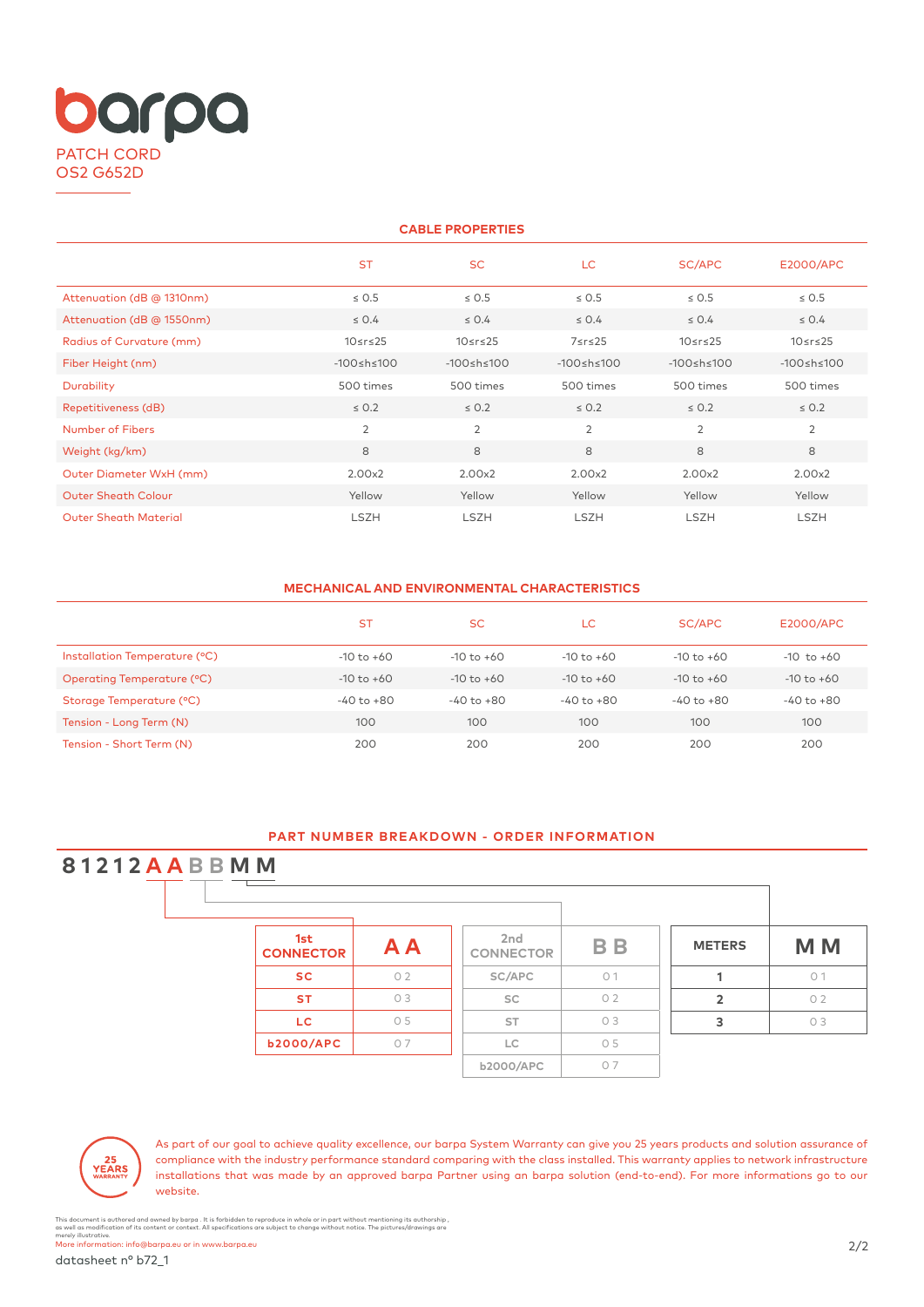# barpa

PATCH CORD
OS2 G652D

## CABLE PROPERTIES

| | ST | SC | LC | SC/APC | E2000/APC |
|---|---|---|---|---|---|
| Attenuation (dB @ 1310nm) | ≤ 0.5 | ≤ 0.5 | ≤ 0.5 | ≤ 0.5 | ≤ 0.5 |
| Attenuation (dB @ 1550nm) | ≤ 0.4 | ≤ 0.4 | ≤ 0.4 | ≤ 0.4 | ≤ 0.4 |
| Radius of Curvature (mm) | 10≤r≤25 | 10≤r≤25 | 7≤r≤25 | 10≤r≤25 | 10≤r≤25 |
| Fiber Height (nm) | -100≤h≤100 | -100≤h≤100 | -100≤h≤100 | -100≤h≤100 | -100≤h≤100 |
| Durability | 500 times | 500 times | 500 times | 500 times | 500 times |
| Repetitiveness (dB) | ≤ 0.2 | ≤ 0.2 | ≤ 0.2 | ≤ 0.2 | ≤ 0.2 |
| Number of Fibers | 2 | 2 | 2 | 2 | 2 |
| Weight (kg/km) | 8 | 8 | 8 | 8 | 8 |
| Outer Diameter WxH (mm) | 2.00x2 | 2.00x2 | 2.00x2 | 2.00x2 | 2.00x2 |
| Outer Sheath Colour | Yellow | Yellow | Yellow | Yellow | Yellow |
| Outer Sheath Material | LSZH | LSZH | LSZH | LSZH | LSZH |

## MECHANICAL AND ENVIRONMENTAL CHARACTERISTICS

| | ST | SC | LC | SC/APC | E2000/APC |
|---|---|---|---|---|---|
| Installation Temperature (ºC) | -10 to +60 | -10 to +60 | -10 to +60 | -10 to +60 | -10 to +60 |
| Operating Temperature (ºC) | -10 to +60 | -10 to +60 | -10 to +60 | -10 to +60 | -10 to +60 |
| Storage Temperature (ºC) | -40 to +80 | -40 to +80 | -40 to +80 | -40 to +80 | -40 to +80 |
| Tension - Long Term (N) | 100 | 100 | 100 | 100 | 100 |
| Tension - Short Term (N) | 200 | 200 | 200 | 200 | 200 |

## PART NUMBER BREAKDOWN - ORDER INFORMATION

**81212AABBMM**

| 1st CONNECTOR | AA |
|---|---|
| SC | 02 |
| ST | 03 |
| LC | 05 |
| b2000/APC | 07 |

| 2nd CONNECTOR | BB |
|---|---|
| SC/APC | 01 |
| SC | 02 |
| ST | 03 |
| LC | 05 |
| b2000/APC | 07 |

| METERS | MM |
|---|---|
| 1 | 01 |
| 2 | 02 |
| 3 | 03 |

25 YEARS WARRANTY

As part of our goal to achieve quality excellence, our barpa System Warranty can give you 25 years products and solution assurance of compliance with the industry performance standard comparing with the class installed. This warranty applies to network infrastructure installations that was made by an approved barpa Partner using an barpa solution (end-to-end). For more informations go to our website.

This document is authored and owned by barpa . It is forbidden to reproduce in whole or in part without mentioning its authorship, as well as modification of its content or context. All specifications are subject to change without notice. The pictures/drawings are merely illustrative.
More information: info@barpa.eu or in www.barpa.eu

datasheet nº b72_1